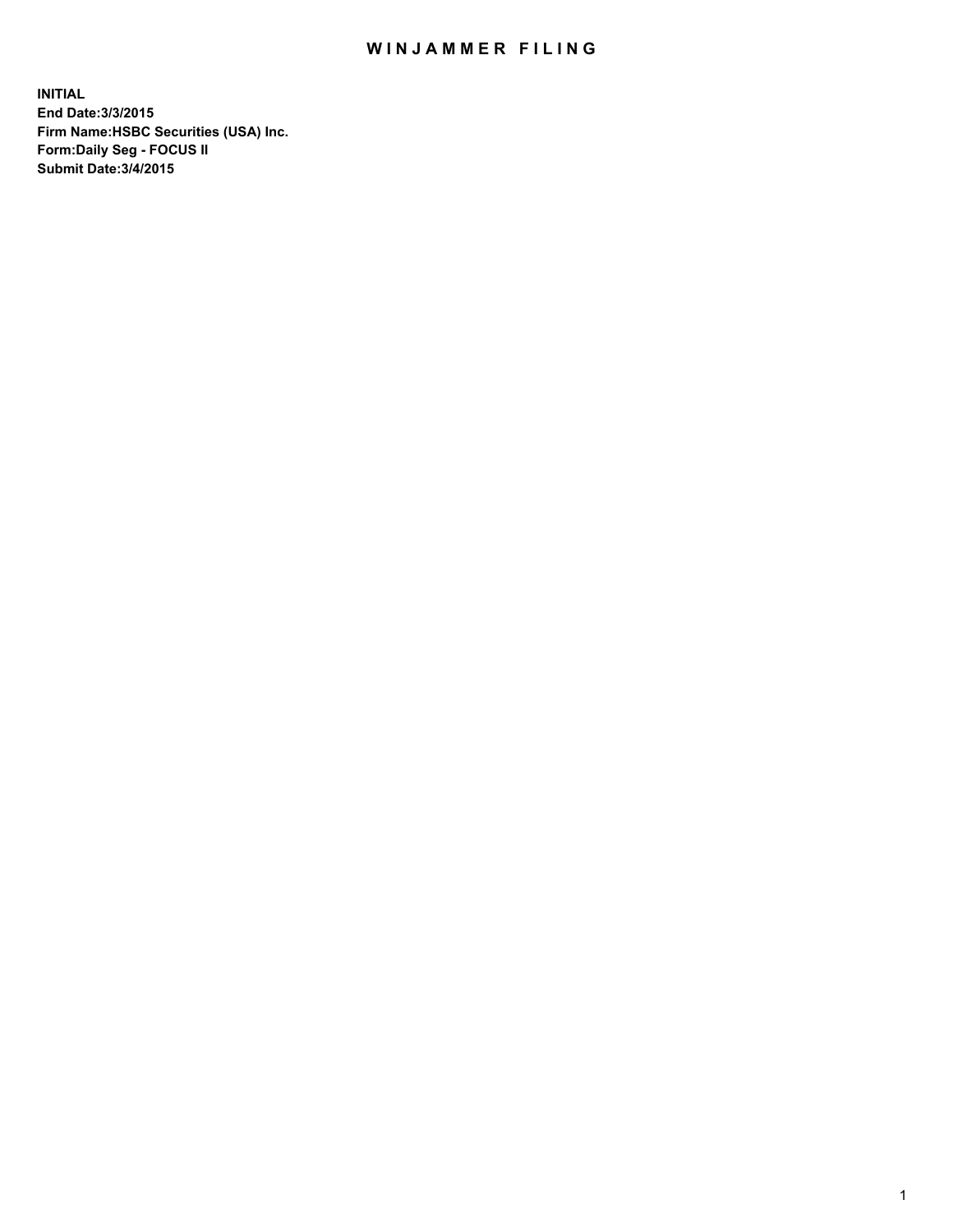# WINJAMMER FILING

**INITIAL**
**End Date:3/3/2015**
**Firm Name:HSBC Securities (USA) Inc.**
**Form:Daily Seg - FOCUS II**
**Submit Date:3/4/2015**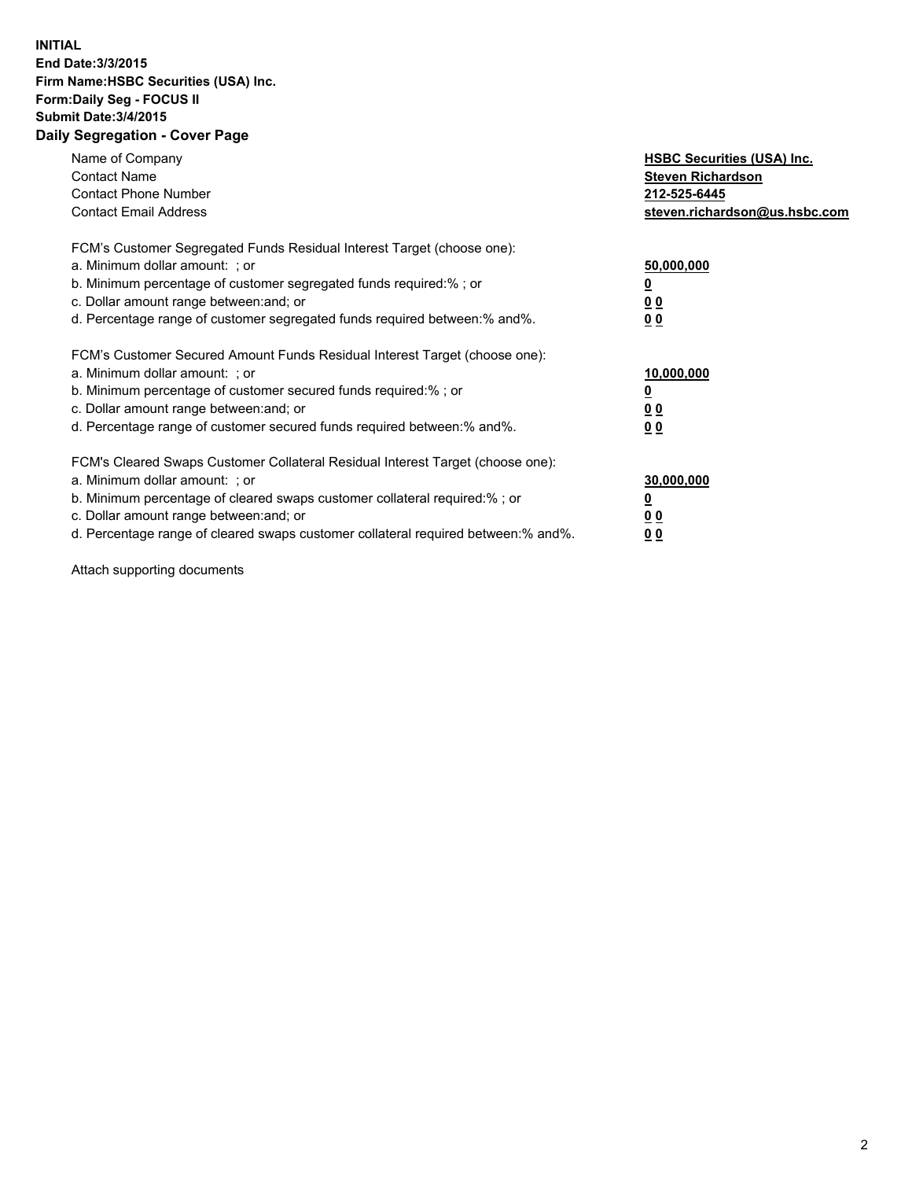**INITIAL**
**End Date:3/3/2015**
**Firm Name:HSBC Securities (USA) Inc.**
**Form:Daily Seg - FOCUS II**
**Submit Date:3/4/2015**

## Daily Segregation - Cover Page

| | |
|---|---|
| Name of Company | **HSBC Securities (USA) Inc.** |
| Contact Name | **Steven Richardson** |
| Contact Phone Number | **212-525-6445** |
| Contact Email Address | **steven.richardson@us.hsbc.com** |
| FCM's Customer Segregated Funds Residual Interest Target (choose one): | |
| a. Minimum dollar amount: ; or | **50,000,000** |
| b. Minimum percentage of customer segregated funds required:% ; or | **0** |
| c. Dollar amount range between:and; or | **0 0** |
| d. Percentage range of customer segregated funds required between:% and%. | **0 0** |
| FCM's Customer Secured Amount Funds Residual Interest Target (choose one): | |
| a. Minimum dollar amount: ; or | **10,000,000** |
| b. Minimum percentage of customer secured funds required:% ; or | **0** |
| c. Dollar amount range between:and; or | **0 0** |
| d. Percentage range of customer secured funds required between:% and%. | **0 0** |
| FCM's Cleared Swaps Customer Collateral Residual Interest Target (choose one): | |
| a. Minimum dollar amount: ; or | **30,000,000** |
| b. Minimum percentage of cleared swaps customer collateral required:% ; or | **0** |
| c. Dollar amount range between:and; or | **0 0** |
| d. Percentage range of cleared swaps customer collateral required between:% and%. | **0 0** |

Attach supporting documents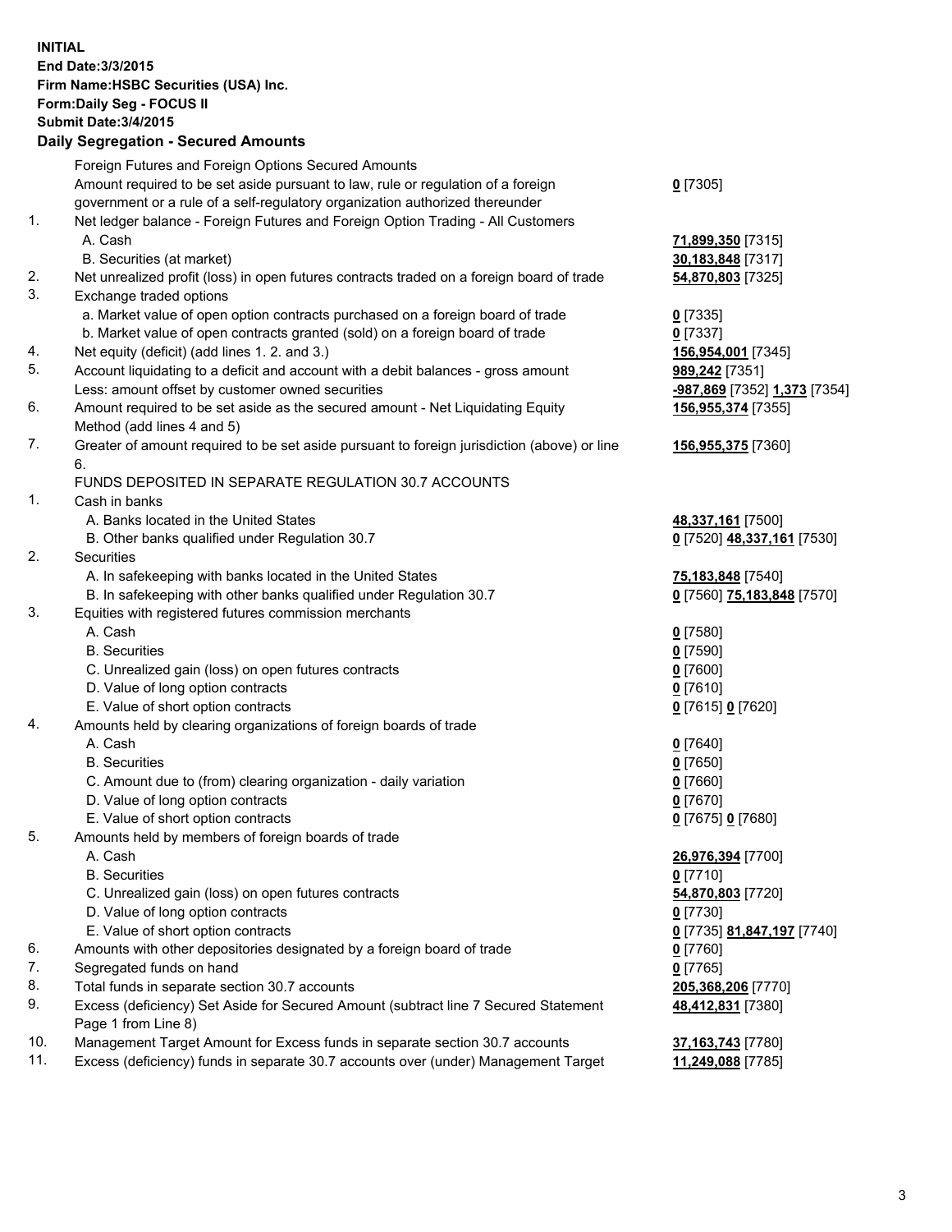**INITIAL**
**End Date:3/3/2015**
**Firm Name:HSBC Securities (USA) Inc.**
**Form:Daily Seg - FOCUS II**
**Submit Date:3/4/2015**

## Daily Segregation - Secured Amounts

| | | |
|---|---|---|
| | Foreign Futures and Foreign Options Secured Amounts | |
| | Amount required to be set aside pursuant to law, rule or regulation of a foreign government or a rule of a self-regulatory organization authorized thereunder | **0** [7305] |
| 1. | Net ledger balance - Foreign Futures and Foreign Option Trading - All Customers | |
| | A. Cash | **71,899,350** [7315] |
| | B. Securities (at market) | **30,183,848** [7317] |
| 2. | Net unrealized profit (loss) in open futures contracts traded on a foreign board of trade | **54,870,803** [7325] |
| 3. | Exchange traded options | |
| | a. Market value of open option contracts purchased on a foreign board of trade | **0** [7335] |
| | b. Market value of open contracts granted (sold) on a foreign board of trade | **0** [7337] |
| 4. | Net equity (deficit) (add lines 1. 2. and 3.) | **156,954,001** [7345] |
| 5. | Account liquidating to a deficit and account with a debit balances - gross amount | **989,242** [7351] |
| | Less: amount offset by customer owned securities | **-987,869** [7352] **1,373** [7354] |
| 6. | Amount required to be set aside as the secured amount - Net Liquidating Equity Method (add lines 4 and 5) | **156,955,374** [7355] |
| 7. | Greater of amount required to be set aside pursuant to foreign jurisdiction (above) or line 6. | **156,955,375** [7360] |
| | FUNDS DEPOSITED IN SEPARATE REGULATION 30.7 ACCOUNTS | |
| 1. | Cash in banks | |
| | A. Banks located in the United States | **48,337,161** [7500] |
| | B. Other banks qualified under Regulation 30.7 | **0** [7520] **48,337,161** [7530] |
| 2. | Securities | |
| | A. In safekeeping with banks located in the United States | **75,183,848** [7540] |
| | B. In safekeeping with other banks qualified under Regulation 30.7 | **0** [7560] **75,183,848** [7570] |
| 3. | Equities with registered futures commission merchants | |
| | A. Cash | **0** [7580] |
| | B. Securities | **0** [7590] |
| | C. Unrealized gain (loss) on open futures contracts | **0** [7600] |
| | D. Value of long option contracts | **0** [7610] |
| | E. Value of short option contracts | **0** [7615] **0** [7620] |
| 4. | Amounts held by clearing organizations of foreign boards of trade | |
| | A. Cash | **0** [7640] |
| | B. Securities | **0** [7650] |
| | C. Amount due to (from) clearing organization - daily variation | **0** [7660] |
| | D. Value of long option contracts | **0** [7670] |
| | E. Value of short option contracts | **0** [7675] **0** [7680] |
| 5. | Amounts held by members of foreign boards of trade | |
| | A. Cash | **26,976,394** [7700] |
| | B. Securities | **0** [7710] |
| | C. Unrealized gain (loss) on open futures contracts | **54,870,803** [7720] |
| | D. Value of long option contracts | **0** [7730] |
| | E. Value of short option contracts | **0** [7735] **81,847,197** [7740] |
| 6. | Amounts with other depositories designated by a foreign board of trade | **0** [7760] |
| 7. | Segregated funds on hand | **0** [7765] |
| 8. | Total funds in separate section 30.7 accounts | **205,368,206** [7770] |
| 9. | Excess (deficiency) Set Aside for Secured Amount (subtract line 7 Secured Statement Page 1 from Line 8) | **48,412,831** [7380] |
| 10. | Management Target Amount for Excess funds in separate section 30.7 accounts | **37,163,743** [7780] |
| 11. | Excess (deficiency) funds in separate 30.7 accounts over (under) Management Target | **11,249,088** [7785] |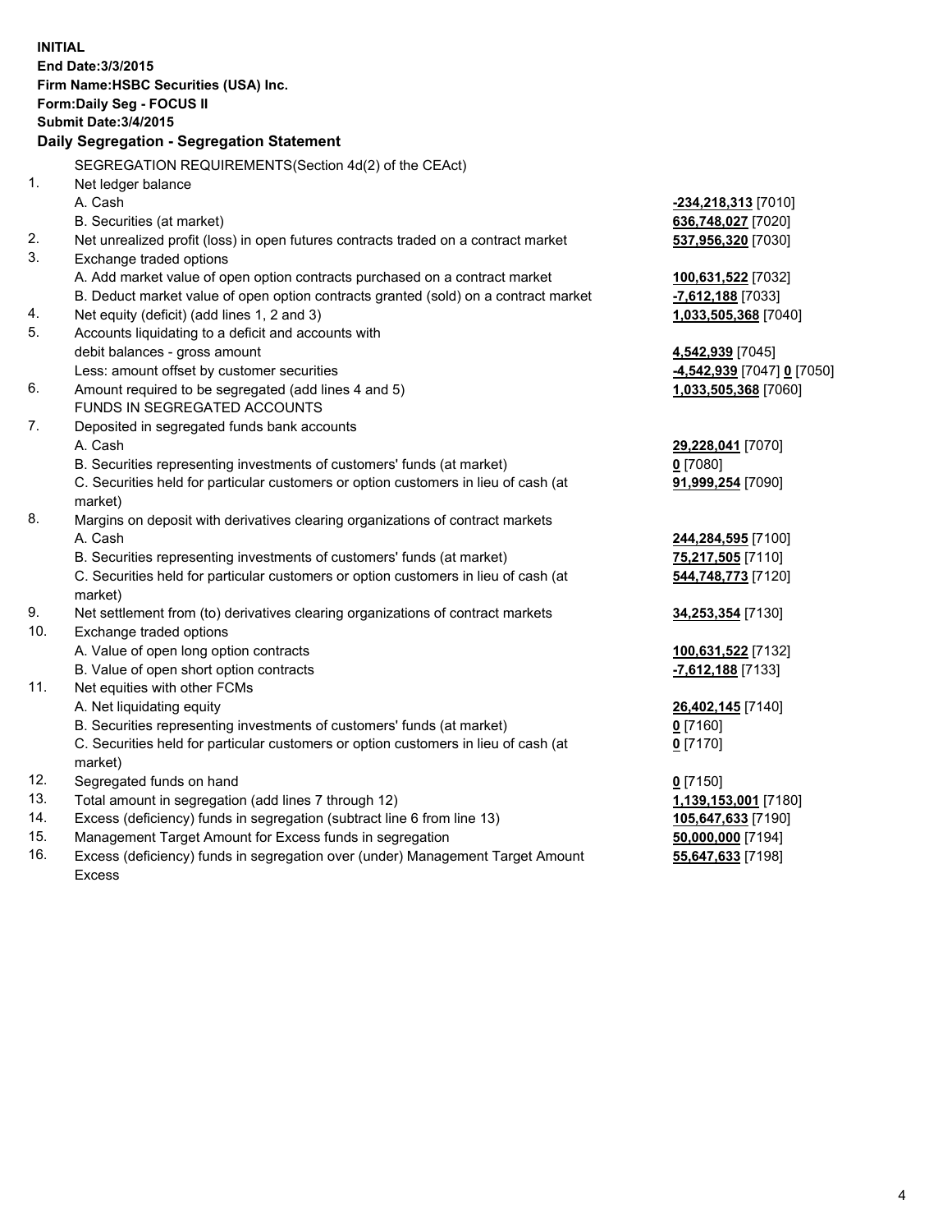**INITIAL**
**End Date:3/3/2015**
**Firm Name:HSBC Securities (USA) Inc.**
**Form:Daily Seg - FOCUS II**
**Submit Date:3/4/2015**

## Daily Segregation - Segregation Statement

| | SEGREGATION REQUIREMENTS(Section 4d(2) of the CEAct) | |
|---|---|---|
| 1. | Net ledger balance | |
| | A. Cash | **-234,218,313** [7010] |
| | B. Securities (at market) | **636,748,027** [7020] |
| 2. | Net unrealized profit (loss) in open futures contracts traded on a contract market | **537,956,320** [7030] |
| 3. | Exchange traded options | |
| | A. Add market value of open option contracts purchased on a contract market | **100,631,522** [7032] |
| | B. Deduct market value of open option contracts granted (sold) on a contract market | **-7,612,188** [7033] |
| 4. | Net equity (deficit) (add lines 1, 2 and 3) | **1,033,505,368** [7040] |
| 5. | Accounts liquidating to a deficit and accounts with | |
| | debit balances - gross amount | **4,542,939** [7045] |
| | Less: amount offset by customer securities | **-4,542,939** [7047] **0** [7050] |
| 6. | Amount required to be segregated (add lines 4 and 5) | **1,033,505,368** [7060] |
| | FUNDS IN SEGREGATED ACCOUNTS | |
| 7. | Deposited in segregated funds bank accounts | |
| | A. Cash | **29,228,041** [7070] |
| | B. Securities representing investments of customers' funds (at market) | **0** [7080] |
| | C. Securities held for particular customers or option customers in lieu of cash (at market) | **91,999,254** [7090] |
| 8. | Margins on deposit with derivatives clearing organizations of contract markets | |
| | A. Cash | **244,284,595** [7100] |
| | B. Securities representing investments of customers' funds (at market) | **75,217,505** [7110] |
| | C. Securities held for particular customers or option customers in lieu of cash (at market) | **544,748,773** [7120] |
| 9. | Net settlement from (to) derivatives clearing organizations of contract markets | **34,253,354** [7130] |
| 10. | Exchange traded options | |
| | A. Value of open long option contracts | **100,631,522** [7132] |
| | B. Value of open short option contracts | **-7,612,188** [7133] |
| 11. | Net equities with other FCMs | |
| | A. Net liquidating equity | **26,402,145** [7140] |
| | B. Securities representing investments of customers' funds (at market) | **0** [7160] |
| | C. Securities held for particular customers or option customers in lieu of cash (at market) | **0** [7170] |
| 12. | Segregated funds on hand | **0** [7150] |
| 13. | Total amount in segregation (add lines 7 through 12) | **1,139,153,001** [7180] |
| 14. | Excess (deficiency) funds in segregation (subtract line 6 from line 13) | **105,647,633** [7190] |
| 15. | Management Target Amount for Excess funds in segregation | **50,000,000** [7194] |
| 16. | Excess (deficiency) funds in segregation over (under) Management Target Amount Excess | **55,647,633** [7198] |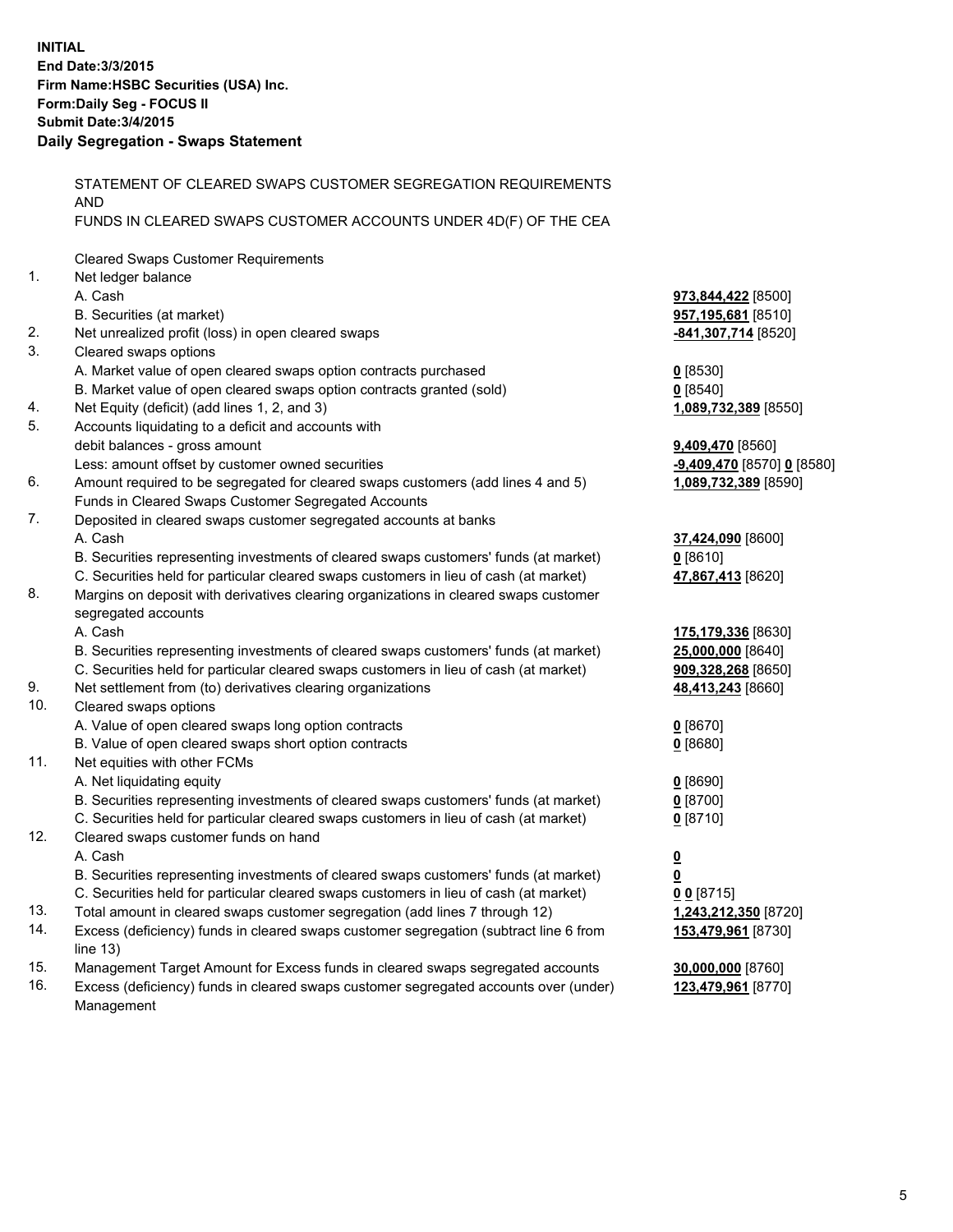**INITIAL**
**End Date:3/3/2015**
**Firm Name:HSBC Securities (USA) Inc.**
**Form:Daily Seg - FOCUS II**
**Submit Date:3/4/2015**
**Daily Segregation - Swaps Statement**

STATEMENT OF CLEARED SWAPS CUSTOMER SEGREGATION REQUIREMENTS AND FUNDS IN CLEARED SWAPS CUSTOMER ACCOUNTS UNDER 4D(F) OF THE CEA

| | | |
|---|---|---|
| | Cleared Swaps Customer Requirements | |
| 1. | Net ledger balance | |
| | A. Cash | 973,844,422 [8500] |
| | B. Securities (at market) | 957,195,681 [8510] |
| 2. | Net unrealized profit (loss) in open cleared swaps | -841,307,714 [8520] |
| 3. | Cleared swaps options | |
| | A. Market value of open cleared swaps option contracts purchased | 0 [8530] |
| | B. Market value of open cleared swaps option contracts granted (sold) | 0 [8540] |
| 4. | Net Equity (deficit) (add lines 1, 2, and 3) | 1,089,732,389 [8550] |
| 5. | Accounts liquidating to a deficit and accounts with debit balances - gross amount | 9,409,470 [8560] |
| | Less: amount offset by customer owned securities | -9,409,470 [8570] 0 [8580] |
| 6. | Amount required to be segregated for cleared swaps customers (add lines 4 and 5) | 1,089,732,389 [8590] |
| | Funds in Cleared Swaps Customer Segregated Accounts | |
| 7. | Deposited in cleared swaps customer segregated accounts at banks | |
| | A. Cash | 37,424,090 [8600] |
| | B. Securities representing investments of cleared swaps customers' funds (at market) | 0 [8610] |
| | C. Securities held for particular cleared swaps customers in lieu of cash (at market) | 47,867,413 [8620] |
| 8. | Margins on deposit with derivatives clearing organizations in cleared swaps customer segregated accounts | |
| | A. Cash | 175,179,336 [8630] |
| | B. Securities representing investments of cleared swaps customers' funds (at market) | 25,000,000 [8640] |
| | C. Securities held for particular cleared swaps customers in lieu of cash (at market) | 909,328,268 [8650] |
| 9. | Net settlement from (to) derivatives clearing organizations | 48,413,243 [8660] |
| 10. | Cleared swaps options | |
| | A. Value of open cleared swaps long option contracts | 0 [8670] |
| | B. Value of open cleared swaps short option contracts | 0 [8680] |
| 11. | Net equities with other FCMs | |
| | A. Net liquidating equity | 0 [8690] |
| | B. Securities representing investments of cleared swaps customers' funds (at market) | 0 [8700] |
| | C. Securities held for particular cleared swaps customers in lieu of cash (at market) | 0 [8710] |
| 12. | Cleared swaps customer funds on hand | |
| | A. Cash | 0 |
| | B. Securities representing investments of cleared swaps customers' funds (at market) | 0 |
| | C. Securities held for particular cleared swaps customers in lieu of cash (at market) | 0 0 [8715] |
| 13. | Total amount in cleared swaps customer segregation (add lines 7 through 12) | 1,243,212,350 [8720] |
| 14. | Excess (deficiency) funds in cleared swaps customer segregation (subtract line 6 from line 13) | 153,479,961 [8730] |
| 15. | Management Target Amount for Excess funds in cleared swaps segregated accounts | 30,000,000 [8760] |
| 16. | Excess (deficiency) funds in cleared swaps customer segregated accounts over (under) Management | 123,479,961 [8770] |